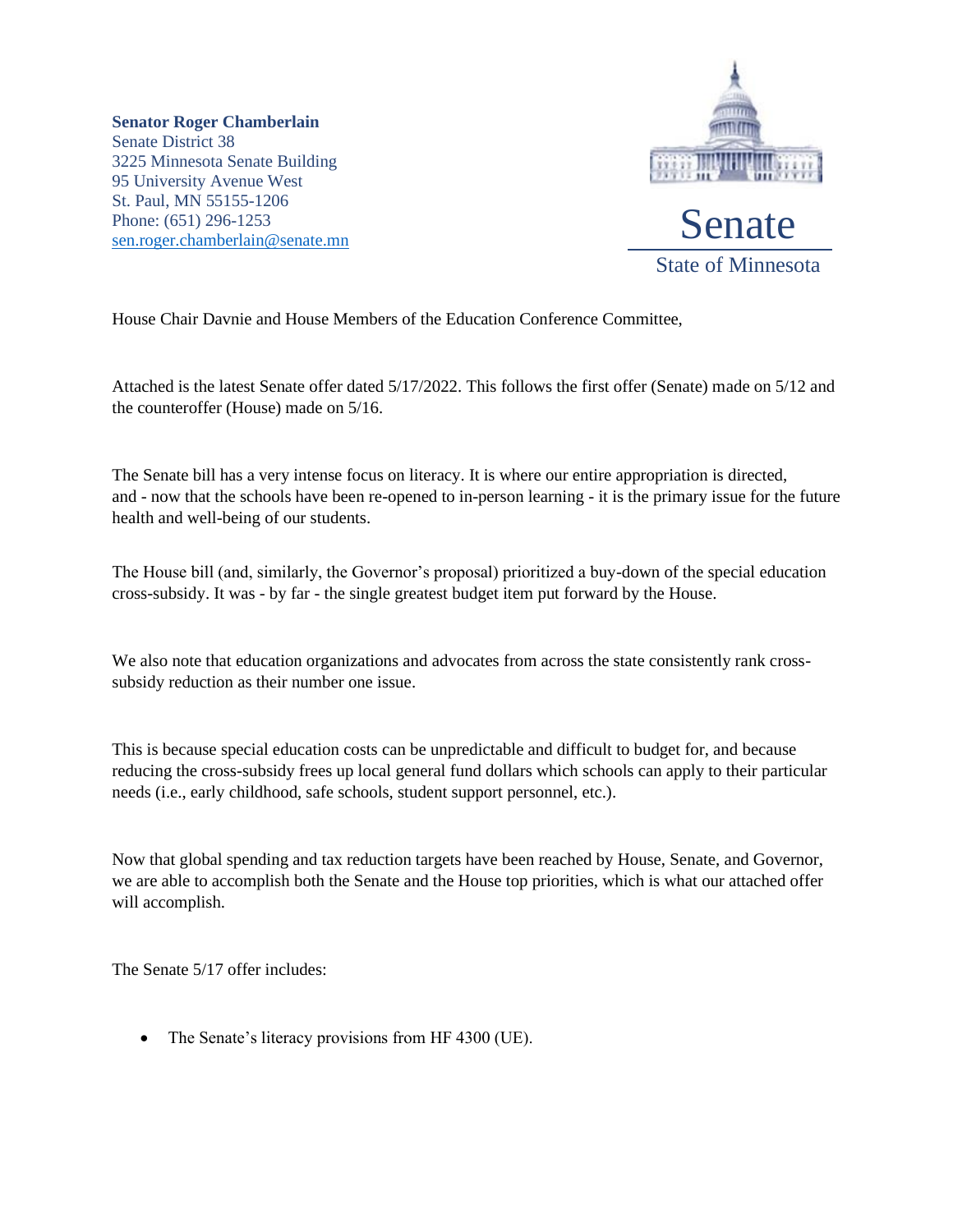**Senator Roger Chamberlain**
Senate District 38
3225 Minnesota Senate Building
95 University Avenue West
St. Paul, MN 55155-1206
Phone: (651) 296-1253
sen.roger.chamberlain@senate.mn

Senate
State of Minnesota

House Chair Davnie and House Members of the Education Conference Committee,

Attached is the latest Senate offer dated 5/17/2022. This follows the first offer (Senate) made on 5/12 and the counteroffer (House) made on 5/16.

The Senate bill has a very intense focus on literacy. It is where our entire appropriation is directed, and - now that the schools have been re-opened to in-person learning - it is the primary issue for the future health and well-being of our students.

The House bill (and, similarly, the Governor's proposal) prioritized a buy-down of the special education cross-subsidy. It was - by far - the single greatest budget item put forward by the House.

We also note that education organizations and advocates from across the state consistently rank cross-subsidy reduction as their number one issue.

This is because special education costs can be unpredictable and difficult to budget for, and because reducing the cross-subsidy frees up local general fund dollars which schools can apply to their particular needs (i.e., early childhood, safe schools, student support personnel, etc.).

Now that global spending and tax reduction targets have been reached by House, Senate, and Governor, we are able to accomplish both the Senate and the House top priorities, which is what our attached offer will accomplish.

The Senate 5/17 offer includes:

- The Senate's literacy provisions from HF 4300 (UE).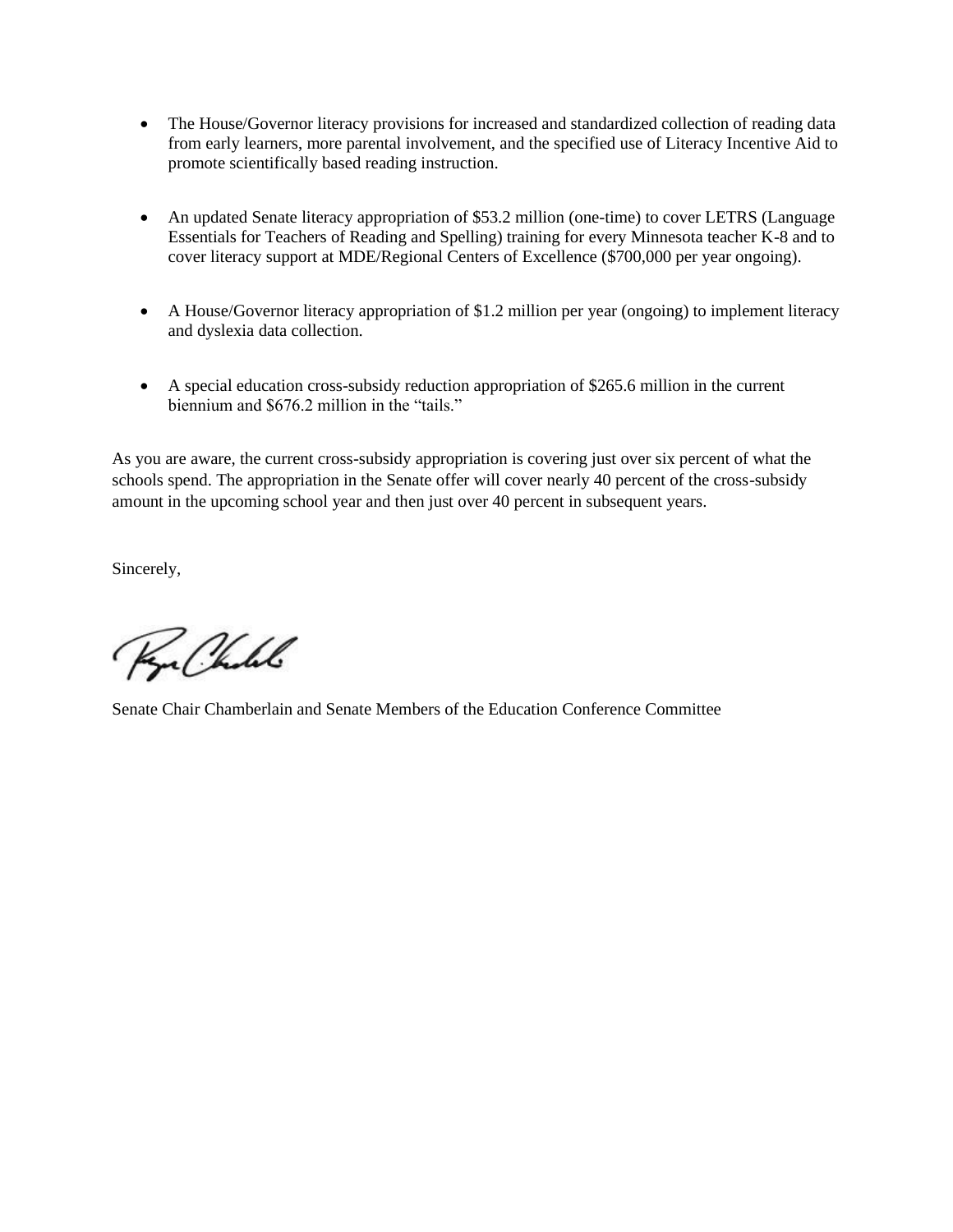- The House/Governor literacy provisions for increased and standardized collection of reading data from early learners, more parental involvement, and the specified use of Literacy Incentive Aid to promote scientifically based reading instruction.

- An updated Senate literacy appropriation of $53.2 million (one-time) to cover LETRS (Language Essentials for Teachers of Reading and Spelling) training for every Minnesota teacher K-8 and to cover literacy support at MDE/Regional Centers of Excellence ($700,000 per year ongoing).

- A House/Governor literacy appropriation of $1.2 million per year (ongoing) to implement literacy and dyslexia data collection.

- A special education cross-subsidy reduction appropriation of $265.6 million in the current biennium and $676.2 million in the "tails."

As you are aware, the current cross-subsidy appropriation is covering just over six percent of what the schools spend. The appropriation in the Senate offer will cover nearly 40 percent of the cross-subsidy amount in the upcoming school year and then just over 40 percent in subsequent years.

Sincerely,

Senate Chair Chamberlain and Senate Members of the Education Conference Committee